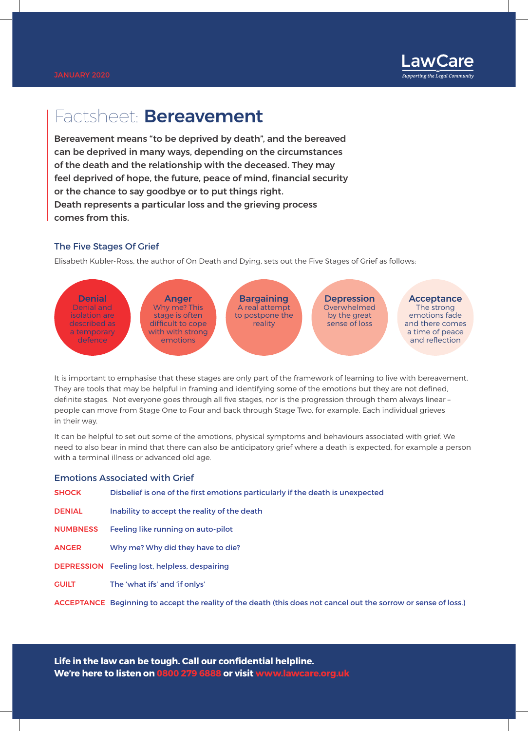JANUARY 2020

LawCare
*Supporting the Legal Community*

# Factsheet: **Bereavement**

**Bereavement means "to be deprived by death", and the bereaved can be deprived in many ways, depending on the circumstances of the death and the relationship with the deceased. They may feel deprived of hope, the future, peace of mind, financial security or the chance to say goodbye or to put things right. Death represents a particular loss and the grieving process comes from this.**

## The Five Stages Of Grief

Elisabeth Kubler-Ross, the author of On Death and Dying, sets out the Five Stages of Grief as follows:

**Denial**
Denial and isolation are described as a temporary defence

**Anger**
Why me? This stage is often difficult to cope with with strong emotions

**Bargaining**
A real attempt to postpone the reality

**Depression**
Overwhelmed by the great sense of loss

**Acceptance**
The strong emotions fade and there comes a time of peace and reflection

It is important to emphasise that these stages are only part of the framework of learning to live with bereavement. They are tools that may be helpful in framing and identifying some of the emotions but they are not defined, definite stages. Not everyone goes through all five stages, nor is the progression through them always linear – people can move from Stage One to Four and back through Stage Two, for example. Each individual grieves in their way.

It can be helpful to set out some of the emotions, physical symptoms and behaviours associated with grief. We need to also bear in mind that there can also be anticipatory grief where a death is expected, for example a person with a terminal illness or advanced old age.

## Emotions Associated with Grief

| | |
|---|---|
| SHOCK | Disbelief is one of the first emotions particularly if the death is unexpected |
| DENIAL | Inability to accept the reality of the death |
| NUMBNESS | Feeling like running on auto-pilot |
| ANGER | Why me? Why did they have to die? |
| DEPRESSION | Feeling lost, helpless, despairing |
| GUILT | The 'what ifs' and 'if onlys' |
| ACCEPTANCE | Beginning to accept the reality of the death (this does not cancel out the sorrow or sense of loss.) |

**Life in the law can be tough. Call our confidential helpline.**
**We're here to listen on 0800 279 6888 or visit www.lawcare.org.uk**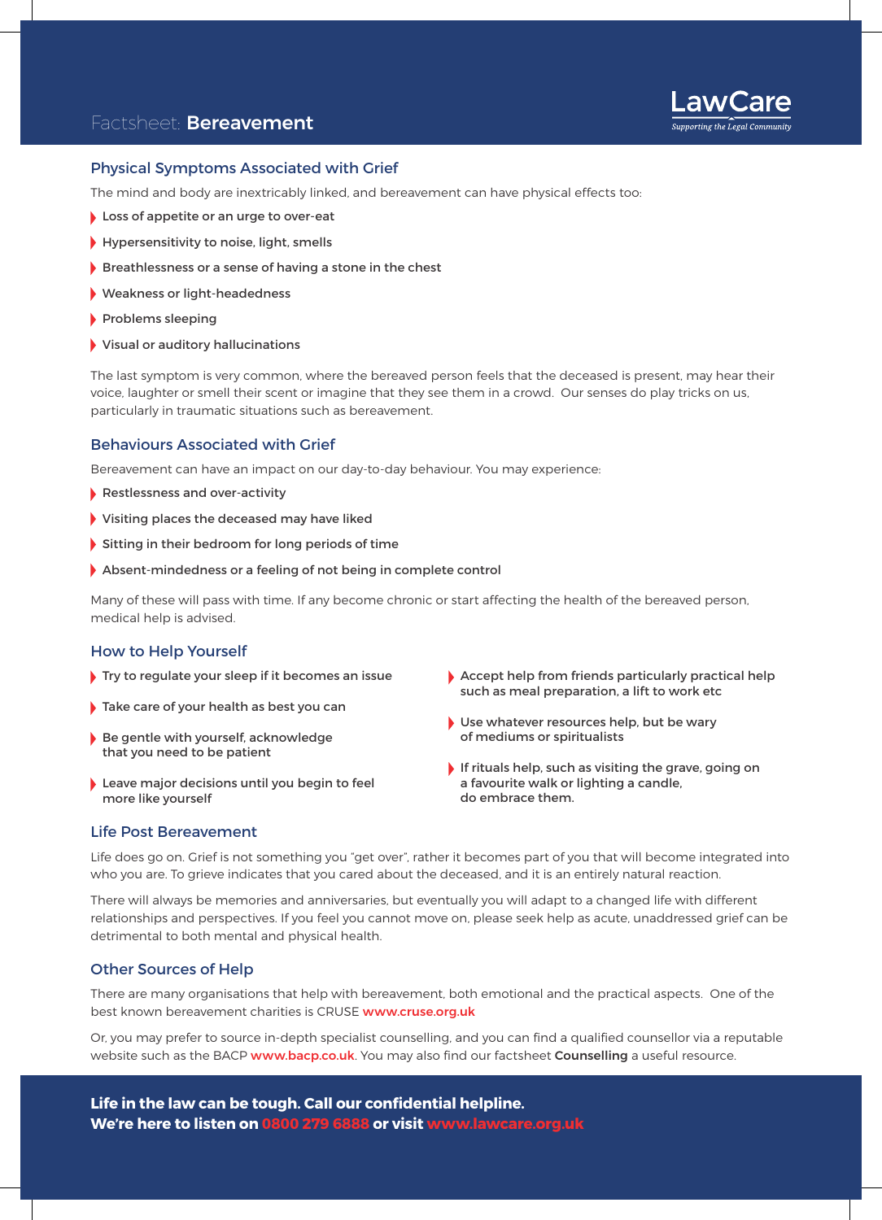# Factsheet: **Bereavement**

## Physical Symptoms Associated with Grief

The mind and body are inextricably linked, and bereavement can have physical effects too:

- Loss of appetite or an urge to over-eat
- Hypersensitivity to noise, light, smells
- Breathlessness or a sense of having a stone in the chest
- Weakness or light-headedness
- Problems sleeping
- Visual or auditory hallucinations

The last symptom is very common, where the bereaved person feels that the deceased is present, may hear their voice, laughter or smell their scent or imagine that they see them in a crowd. Our senses do play tricks on us, particularly in traumatic situations such as bereavement.

## Behaviours Associated with Grief

Bereavement can have an impact on our day-to-day behaviour. You may experience:

- Restlessness and over-activity
- Visiting places the deceased may have liked
- Sitting in their bedroom for long periods of time
- Absent-mindedness or a feeling of not being in complete control

Many of these will pass with time. If any become chronic or start affecting the health of the bereaved person, medical help is advised.

## How to Help Yourself

- Try to regulate your sleep if it becomes an issue
- Take care of your health as best you can
- Be gentle with yourself, acknowledge that you need to be patient
- Leave major decisions until you begin to feel more like yourself
- Accept help from friends particularly practical help such as meal preparation, a lift to work etc
- Use whatever resources help, but be wary of mediums or spiritualists
- If rituals help, such as visiting the grave, going on a favourite walk or lighting a candle, do embrace them.

## Life Post Bereavement

Life does go on. Grief is not something you "get over", rather it becomes part of you that will become integrated into who you are. To grieve indicates that you cared about the deceased, and it is an entirely natural reaction.

There will always be memories and anniversaries, but eventually you will adapt to a changed life with different relationships and perspectives. If you feel you cannot move on, please seek help as acute, unaddressed grief can be detrimental to both mental and physical health.

## Other Sources of Help

There are many organisations that help with bereavement, both emotional and the practical aspects. One of the best known bereavement charities is CRUSE **www.cruse.org.uk**

Or, you may prefer to source in-depth specialist counselling, and you can find a qualified counsellor via a reputable website such as the BACP **www.bacp.co.uk**. You may also find our factsheet **Counselling** a useful resource.

**Life in the law can be tough. Call our confidential helpline.**
**We're here to listen on 0800 279 6888 or visit www.lawcare.org.uk**